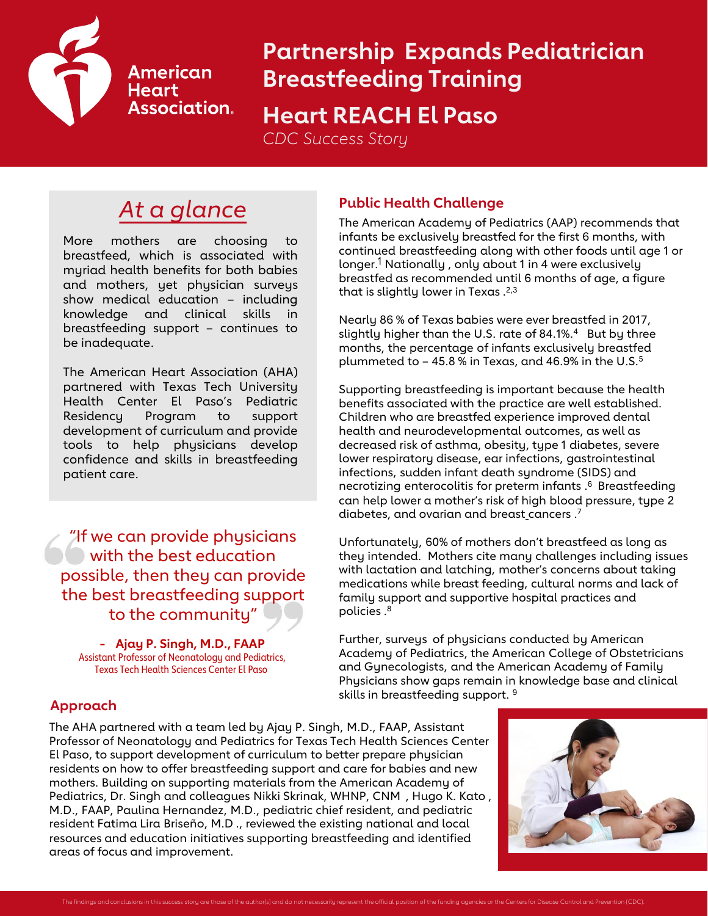# Partnership Expands Pediatrician Breastfeeding Training

## Heart REACH El Paso

*CDC Success Story*

## *At a glance*

More mothers are choosing to breastfeed, which is associated with myriad health benefits for both babies and mothers, yet physician surveys show medical education – including knowledge and clinical skills in breastfeeding support – continues to be inadequate.

The American Heart Association (AHA) partnered with Texas Tech University Health Center El Paso's Pediatric Residency Program to support development of curriculum and provide tools to help physicians develop confidence and skills in breastfeeding patient care.

"If we can provide physicians with the best education possible, then they can provide the best breastfeeding support to the community"

**- Ajay P. Singh, M.D., FAAP**
Assistant Professor of Neonatology and Pediatrics, Texas Tech Health Sciences Center El Paso

## Public Health Challenge

The American Academy of Pediatrics (AAP) recommends that infants be exclusively breastfed for the first 6 months, with continued breastfeeding along with other foods until age 1 or longer.[1] Nationally , only about 1 in 4 were exclusively breastfed as recommended until 6 months of age, a figure that is slightly lower in Texas .[2,3]

Nearly 86 % of Texas babies were ever breastfed in 2017, slightly higher than the U.S. rate of 84.1%.[4] But by three months, the percentage of infants exclusively breastfed plummeted to – 45.8 % in Texas, and 46.9% in the U.S.[5]

Supporting breastfeeding is important because the health benefits associated with the practice are well established. Children who are breastfed experience improved dental health and neurodevelopmental outcomes, as well as decreased risk of asthma, obesity, type 1 diabetes, severe lower respiratory disease, ear infections, gastrointestinal infections, sudden infant death syndrome (SIDS) and necrotizing enterocolitis for preterm infants .[6] Breastfeeding can help lower a mother's risk of high blood pressure, type 2 diabetes, and ovarian and breast cancers .[7]

Unfortunately, 60% of mothers don't breastfeed as long as they intended. Mothers cite many challenges including issues with lactation and latching, mother's concerns about taking medications while breast feeding, cultural norms and lack of family support and supportive hospital practices and policies .[8]

Further, surveys of physicians conducted by American Academy of Pediatrics, the American College of Obstetricians and Gynecologists, and the American Academy of Family Physicians show gaps remain in knowledge base and clinical skills in breastfeeding support. [9]

## Approach

The AHA partnered with a team led by Ajay P. Singh, M.D., FAAP, Assistant Professor of Neonatology and Pediatrics for Texas Tech Health Sciences Center El Paso, to support development of curriculum to better prepare physician residents on how to offer breastfeeding support and care for babies and new mothers. Building on supporting materials from the American Academy of Pediatrics, Dr. Singh and colleagues Nikki Skrinak, WHNP, CNM , Hugo K. Kato , M.D., FAAP, Paulina Hernandez, M.D., pediatric chief resident, and pediatric resident Fatima Lira Briseño, M.D ., reviewed the existing national and local resources and education initiatives supporting breastfeeding and identified areas of focus and improvement.

The findings and conclusions in this success story are those of the author(s) and do not necessarily represent the official position of the funding agencies or the Centers for Disease Control and Prevention (CDC).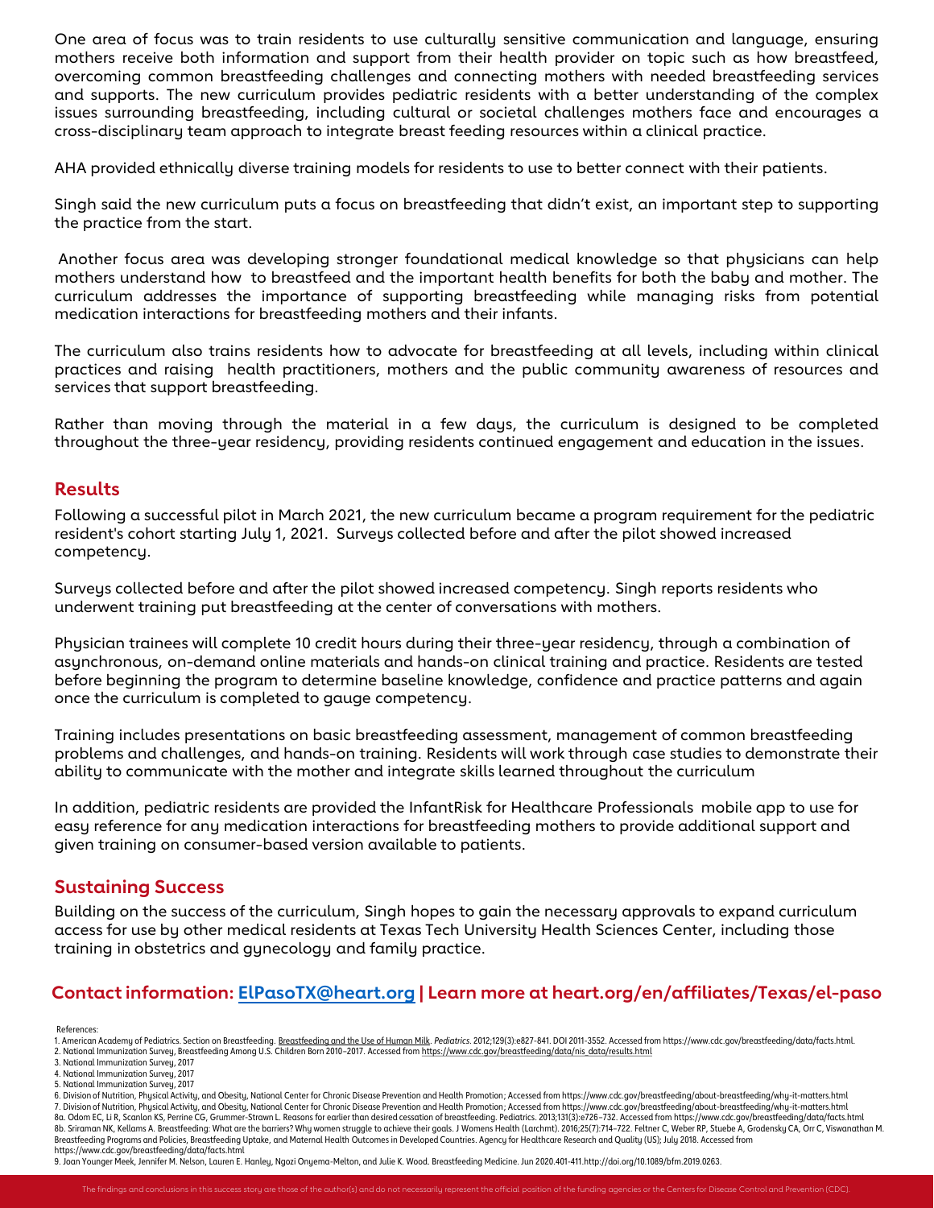One area of focus was to train residents to use culturally sensitive communication and language, ensuring mothers receive both information and support from their health provider on topic such as how breastfeed, overcoming common breastfeeding challenges and connecting mothers with needed breastfeeding services and supports. The new curriculum provides pediatric residents with a better understanding of the complex issues surrounding breastfeeding, including cultural or societal challenges mothers face and encourages a cross-disciplinary team approach to integrate breast feeding resources within a clinical practice.

AHA provided ethnically diverse training models for residents to use to better connect with their patients.

Singh said the new curriculum puts a focus on breastfeeding that didn't exist, an important step to supporting the practice from the start.

Another focus area was developing stronger foundational medical knowledge so that physicians can help mothers understand how to breastfeed and the important health benefits for both the baby and mother. The curriculum addresses the importance of supporting breastfeeding while managing risks from potential medication interactions for breastfeeding mothers and their infants.

The curriculum also trains residents how to advocate for breastfeeding at all levels, including within clinical practices and raising health practitioners, mothers and the public community awareness of resources and services that support breastfeeding.

Rather than moving through the material in a few days, the curriculum is designed to be completed throughout the three-year residency, providing residents continued engagement and education in the issues.

## Results

Following a successful pilot in March 2021, the new curriculum became a program requirement for the pediatric resident's cohort starting July 1, 2021. Surveys collected before and after the pilot showed increased competency.

Surveys collected before and after the pilot showed increased competency. Singh reports residents who underwent training put breastfeeding at the center of conversations with mothers.

Physician trainees will complete 10 credit hours during their three-year residency, through a combination of asynchronous, on-demand online materials and hands-on clinical training and practice. Residents are tested before beginning the program to determine baseline knowledge, confidence and practice patterns and again once the curriculum is completed to gauge competency.

Training includes presentations on basic breastfeeding assessment, management of common breastfeeding problems and challenges, and hands-on training. Residents will work through case studies to demonstrate their ability to communicate with the mother and integrate skills learned throughout the curriculum

In addition, pediatric residents are provided the InfantRisk for Healthcare Professionals mobile app to use for easy reference for any medication interactions for breastfeeding mothers to provide additional support and given training on consumer-based version available to patients.

## Sustaining Success

Building on the success of the curriculum, Singh hopes to gain the necessary approvals to expand curriculum access for use by other medical residents at Texas Tech University Health Sciences Center, including those training in obstetrics and gynecology and family practice.

**Contact information: ElPasoTX@heart.org | Learn more at heart.org/en/affiliates/Texas/el-paso**

References:

1. American Academy of Pediatrics. Section on Breastfeeding. Breastfeeding and the Use of Human Milk. *Pediatrics*. 2012;129(3):e827-841. DOI 2011-3552. Accessed from https://www.cdc.gov/breastfeeding/data/facts.html.
2. National Immunization Survey, Breastfeeding Among U.S. Children Born 2010-2017. Accessed from https://www.cdc.gov/breastfeeding/data/nis_data/results.html
3. National Immunization Survey, 2017
4. National Immunization Survey, 2017
5. National Immunization Survey, 2017
6. Division of Nutrition, Physical Activity, and Obesity, National Center for Chronic Disease Prevention and Health Promotion; Accessed from https://www.cdc.gov/breastfeeding/about-breastfeeding/why-it-matters.html
7. Division of Nutrition, Physical Activity, and Obesity, National Center for Chronic Disease Prevention and Health Promotion; Accessed from https://www.cdc.gov/breastfeeding/about-breastfeeding/why-it-matters.html

8a. Odom EC, Li R, Scanlon KS, Perrine CG, Grummer-Strawn L. Reasons for earlier than desired cessation of breastfeeding. Pediatrics. 2013;131(3):e726–732. Accessed from https://www.cdc.gov/breastfeeding/data/facts.html

8b. Sriraman NK, Kellams A. Breastfeeding: What are the barriers? Why women struggle to achieve their goals. J Womens Health (Larchmt). 2016;25(7):714–722. Feltner C, Weber RP, Stuebe A, Grodensky CA, Orr C, Viswanathan M. Breastfeeding Programs and Policies, Breastfeeding Uptake, and Maternal Health Outcomes in Developed Countries. Agency for Healthcare Research and Quality (US); July 2018. Accessed from https://www.cdc.gov/breastfeeding/data/facts.html

9. Joan Younger Meek, Jennifer M. Nelson, Lauren E. Hanley, Ngozi Onyema-Melton, and Julie K. Wood. Breastfeeding Medicine. Jun 2020.401-411.http://doi.org/10.1089/bfm.2019.0263.

The findings and conclusions in this success story are those of the author(s) and do not necessarily represent the official position of the funding agencies or the Centers for Disease Control and Prevention (CDC).